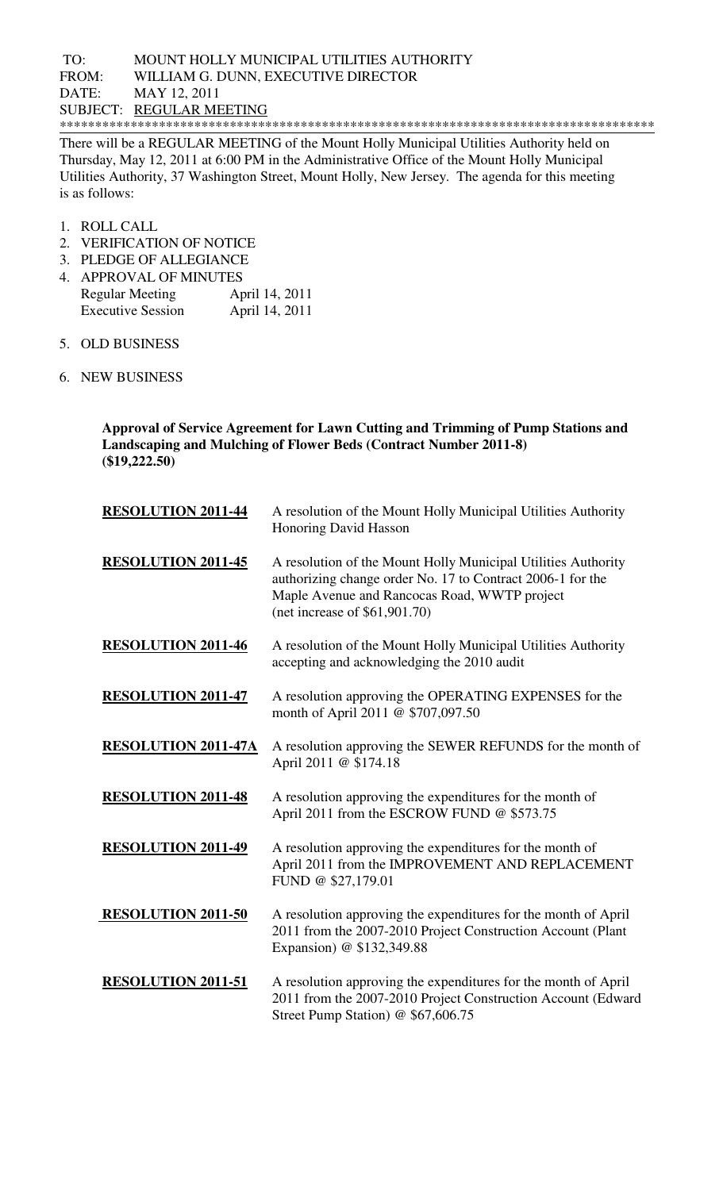TO: MOUNT HOLLY MUNICIPAL UTILITIES AUTHORITY
FROM: WILLIAM G. DUNN, EXECUTIVE DIRECTOR
DATE: MAY 12, 2011
SUBJECT: REGULAR MEETING

*************************************************************************************

There will be a REGULAR MEETING of the Mount Holly Municipal Utilities Authority held on Thursday, May 12, 2011 at 6:00 PM in the Administrative Office of the Mount Holly Municipal Utilities Authority, 37 Washington Street, Mount Holly, New Jersey. The agenda for this meeting is as follows:

1. ROLL CALL
2. VERIFICATION OF NOTICE
3. PLEDGE OF ALLEGIANCE
4. APPROVAL OF MINUTES

| | |
|---|---|
| Regular Meeting | April 14, 2011 |
| Executive Session | April 14, 2011 |

5. OLD BUSINESS
6. NEW BUSINESS

**Approval of Service Agreement for Lawn Cutting and Trimming of Pump Stations and Landscaping and Mulching of Flower Beds (Contract Number 2011-8) ($19,222.50)**

| | |
|---|---|
| **RESOLUTION 2011-44** | A resolution of the Mount Holly Municipal Utilities Authority Honoring David Hasson |
| **RESOLUTION 2011-45** | A resolution of the Mount Holly Municipal Utilities Authority authorizing change order No. 17 to Contract 2006-1 for the Maple Avenue and Rancocas Road, WWTP project (net increase of $61,901.70) |
| **RESOLUTION 2011-46** | A resolution of the Mount Holly Municipal Utilities Authority accepting and acknowledging the 2010 audit |
| **RESOLUTION 2011-47** | A resolution approving the OPERATING EXPENSES for the month of April 2011 @ $707,097.50 |
| **RESOLUTION 2011-47A** | A resolution approving the SEWER REFUNDS for the month of April 2011 @ $174.18 |
| **RESOLUTION 2011-48** | A resolution approving the expenditures for the month of April 2011 from the ESCROW FUND @ $573.75 |
| **RESOLUTION 2011-49** | A resolution approving the expenditures for the month of April 2011 from the IMPROVEMENT AND REPLACEMENT FUND @ $27,179.01 |
| **RESOLUTION 2011-50** | A resolution approving the expenditures for the month of April 2011 from the 2007-2010 Project Construction Account (Plant Expansion) @ $132,349.88 |
| **RESOLUTION 2011-51** | A resolution approving the expenditures for the month of April 2011 from the 2007-2010 Project Construction Account (Edward Street Pump Station) @ $67,606.75 |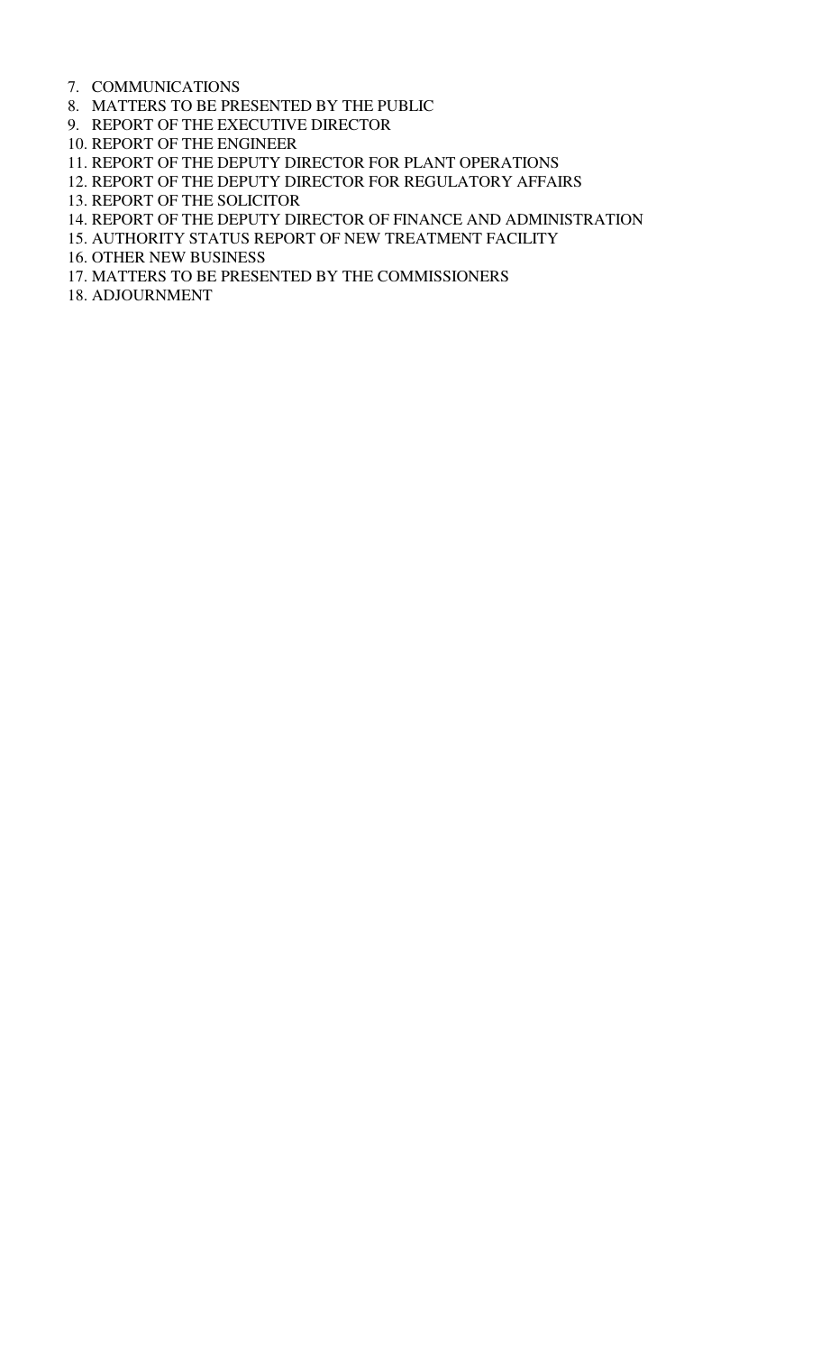7. COMMUNICATIONS
8. MATTERS TO BE PRESENTED BY THE PUBLIC
9. REPORT OF THE EXECUTIVE DIRECTOR
10. REPORT OF THE ENGINEER
11. REPORT OF THE DEPUTY DIRECTOR FOR PLANT OPERATIONS
12. REPORT OF THE DEPUTY DIRECTOR FOR REGULATORY AFFAIRS
13. REPORT OF THE SOLICITOR
14. REPORT OF THE DEPUTY DIRECTOR OF FINANCE AND ADMINISTRATION
15. AUTHORITY STATUS REPORT OF NEW TREATMENT FACILITY
16. OTHER NEW BUSINESS
17. MATTERS TO BE PRESENTED BY THE COMMISSIONERS
18. ADJOURNMENT